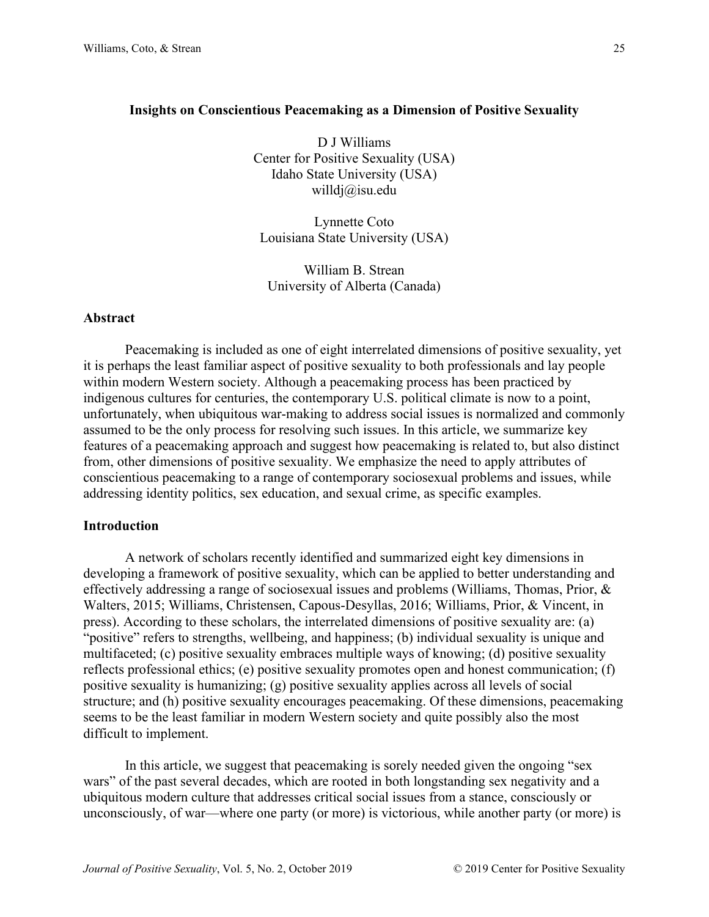# Insights on Conscientious Peacemaking as a Dimension of Positive Sexuality

D J Williams
Center for Positive Sexuality (USA)
Idaho State University (USA)
willdj@isu.edu

Lynnette Coto
Louisiana State University (USA)

William B. Strean
University of Alberta (Canada)

## Abstract

Peacemaking is included as one of eight interrelated dimensions of positive sexuality, yet it is perhaps the least familiar aspect of positive sexuality to both professionals and lay people within modern Western society. Although a peacemaking process has been practiced by indigenous cultures for centuries, the contemporary U.S. political climate is now to a point, unfortunately, when ubiquitous war-making to address social issues is normalized and commonly assumed to be the only process for resolving such issues. In this article, we summarize key features of a peacemaking approach and suggest how peacemaking is related to, but also distinct from, other dimensions of positive sexuality. We emphasize the need to apply attributes of conscientious peacemaking to a range of contemporary sociosexual problems and issues, while addressing identity politics, sex education, and sexual crime, as specific examples.

## Introduction

A network of scholars recently identified and summarized eight key dimensions in developing a framework of positive sexuality, which can be applied to better understanding and effectively addressing a range of sociosexual issues and problems (Williams, Thomas, Prior, & Walters, 2015; Williams, Christensen, Capous-Desyllas, 2016; Williams, Prior, & Vincent, in press). According to these scholars, the interrelated dimensions of positive sexuality are: (a) "positive" refers to strengths, wellbeing, and happiness; (b) individual sexuality is unique and multifaceted; (c) positive sexuality embraces multiple ways of knowing; (d) positive sexuality reflects professional ethics; (e) positive sexuality promotes open and honest communication; (f) positive sexuality is humanizing; (g) positive sexuality applies across all levels of social structure; and (h) positive sexuality encourages peacemaking. Of these dimensions, peacemaking seems to be the least familiar in modern Western society and quite possibly also the most difficult to implement.

In this article, we suggest that peacemaking is sorely needed given the ongoing "sex wars" of the past several decades, which are rooted in both longstanding sex negativity and a ubiquitous modern culture that addresses critical social issues from a stance, consciously or unconsciously, of war—where one party (or more) is victorious, while another party (or more) is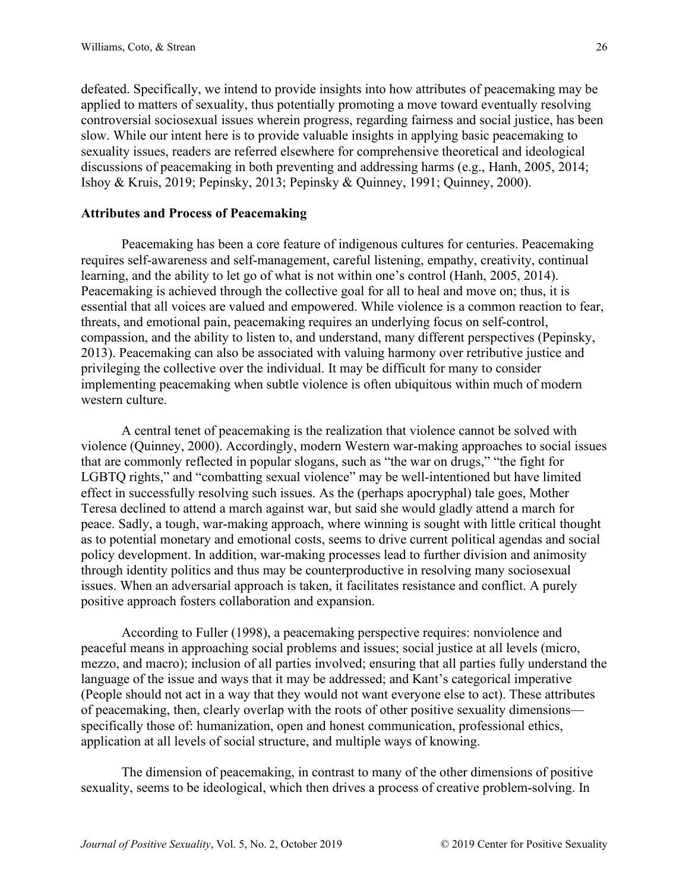defeated. Specifically, we intend to provide insights into how attributes of peacemaking may be applied to matters of sexuality, thus potentially promoting a move toward eventually resolving controversial sociosexual issues wherein progress, regarding fairness and social justice, has been slow. While our intent here is to provide valuable insights in applying basic peacemaking to sexuality issues, readers are referred elsewhere for comprehensive theoretical and ideological discussions of peacemaking in both preventing and addressing harms (e.g., Hanh, 2005, 2014; Ishoy & Kruis, 2019; Pepinsky, 2013; Pepinsky & Quinney, 1991; Quinney, 2000).

**Attributes and Process of Peacemaking**

Peacemaking has been a core feature of indigenous cultures for centuries. Peacemaking requires self-awareness and self-management, careful listening, empathy, creativity, continual learning, and the ability to let go of what is not within one's control (Hanh, 2005, 2014). Peacemaking is achieved through the collective goal for all to heal and move on; thus, it is essential that all voices are valued and empowered. While violence is a common reaction to fear, threats, and emotional pain, peacemaking requires an underlying focus on self-control, compassion, and the ability to listen to, and understand, many different perspectives (Pepinsky, 2013). Peacemaking can also be associated with valuing harmony over retributive justice and privileging the collective over the individual. It may be difficult for many to consider implementing peacemaking when subtle violence is often ubiquitous within much of modern western culture.

A central tenet of peacemaking is the realization that violence cannot be solved with violence (Quinney, 2000). Accordingly, modern Western war-making approaches to social issues that are commonly reflected in popular slogans, such as "the war on drugs," "the fight for LGBTQ rights," and "combatting sexual violence" may be well-intentioned but have limited effect in successfully resolving such issues. As the (perhaps apocryphal) tale goes, Mother Teresa declined to attend a march against war, but said she would gladly attend a march for peace. Sadly, a tough, war-making approach, where winning is sought with little critical thought as to potential monetary and emotional costs, seems to drive current political agendas and social policy development. In addition, war-making processes lead to further division and animosity through identity politics and thus may be counterproductive in resolving many sociosexual issues. When an adversarial approach is taken, it facilitates resistance and conflict. A purely positive approach fosters collaboration and expansion.

According to Fuller (1998), a peacemaking perspective requires: nonviolence and peaceful means in approaching social problems and issues; social justice at all levels (micro, mezzo, and macro); inclusion of all parties involved; ensuring that all parties fully understand the language of the issue and ways that it may be addressed; and Kant's categorical imperative (People should not act in a way that they would not want everyone else to act). These attributes of peacemaking, then, clearly overlap with the roots of other positive sexuality dimensions—specifically those of: humanization, open and honest communication, professional ethics, application at all levels of social structure, and multiple ways of knowing.

The dimension of peacemaking, in contrast to many of the other dimensions of positive sexuality, seems to be ideological, which then drives a process of creative problem-solving. In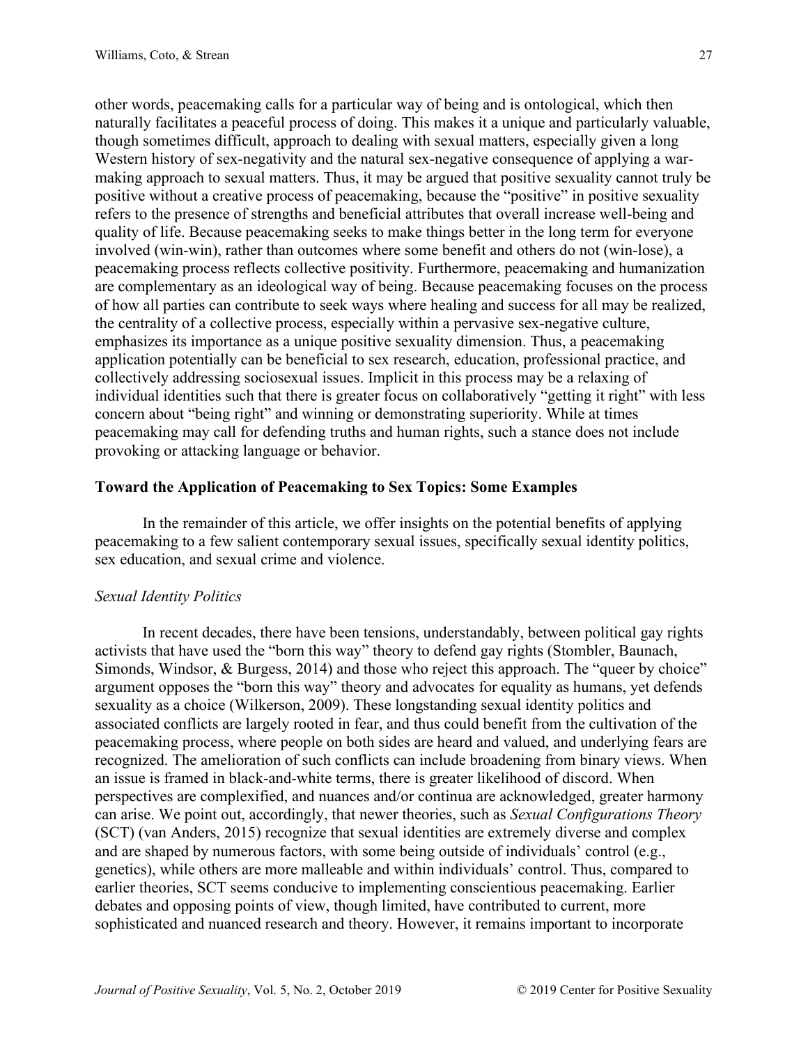other words, peacemaking calls for a particular way of being and is ontological, which then naturally facilitates a peaceful process of doing. This makes it a unique and particularly valuable, though sometimes difficult, approach to dealing with sexual matters, especially given a long Western history of sex-negativity and the natural sex-negative consequence of applying a war-making approach to sexual matters. Thus, it may be argued that positive sexuality cannot truly be positive without a creative process of peacemaking, because the "positive" in positive sexuality refers to the presence of strengths and beneficial attributes that overall increase well-being and quality of life. Because peacemaking seeks to make things better in the long term for everyone involved (win-win), rather than outcomes where some benefit and others do not (win-lose), a peacemaking process reflects collective positivity. Furthermore, peacemaking and humanization are complementary as an ideological way of being. Because peacemaking focuses on the process of how all parties can contribute to seek ways where healing and success for all may be realized, the centrality of a collective process, especially within a pervasive sex-negative culture, emphasizes its importance as a unique positive sexuality dimension. Thus, a peacemaking application potentially can be beneficial to sex research, education, professional practice, and collectively addressing sociosexual issues. Implicit in this process may be a relaxing of individual identities such that there is greater focus on collaboratively "getting it right" with less concern about "being right" and winning or demonstrating superiority. While at times peacemaking may call for defending truths and human rights, such a stance does not include provoking or attacking language or behavior.

## Toward the Application of Peacemaking to Sex Topics: Some Examples

In the remainder of this article, we offer insights on the potential benefits of applying peacemaking to a few salient contemporary sexual issues, specifically sexual identity politics, sex education, and sexual crime and violence.

### *Sexual Identity Politics*

In recent decades, there have been tensions, understandably, between political gay rights activists that have used the "born this way" theory to defend gay rights (Stombler, Baunach, Simonds, Windsor, & Burgess, 2014) and those who reject this approach. The "queer by choice" argument opposes the "born this way" theory and advocates for equality as humans, yet defends sexuality as a choice (Wilkerson, 2009). These longstanding sexual identity politics and associated conflicts are largely rooted in fear, and thus could benefit from the cultivation of the peacemaking process, where people on both sides are heard and valued, and underlying fears are recognized. The amelioration of such conflicts can include broadening from binary views. When an issue is framed in black-and-white terms, there is greater likelihood of discord. When perspectives are complexified, and nuances and/or continua are acknowledged, greater harmony can arise. We point out, accordingly, that newer theories, such as *Sexual Configurations Theory* (SCT) (van Anders, 2015) recognize that sexual identities are extremely diverse and complex and are shaped by numerous factors, with some being outside of individuals' control (e.g., genetics), while others are more malleable and within individuals' control. Thus, compared to earlier theories, SCT seems conducive to implementing conscientious peacemaking. Earlier debates and opposing points of view, though limited, have contributed to current, more sophisticated and nuanced research and theory. However, it remains important to incorporate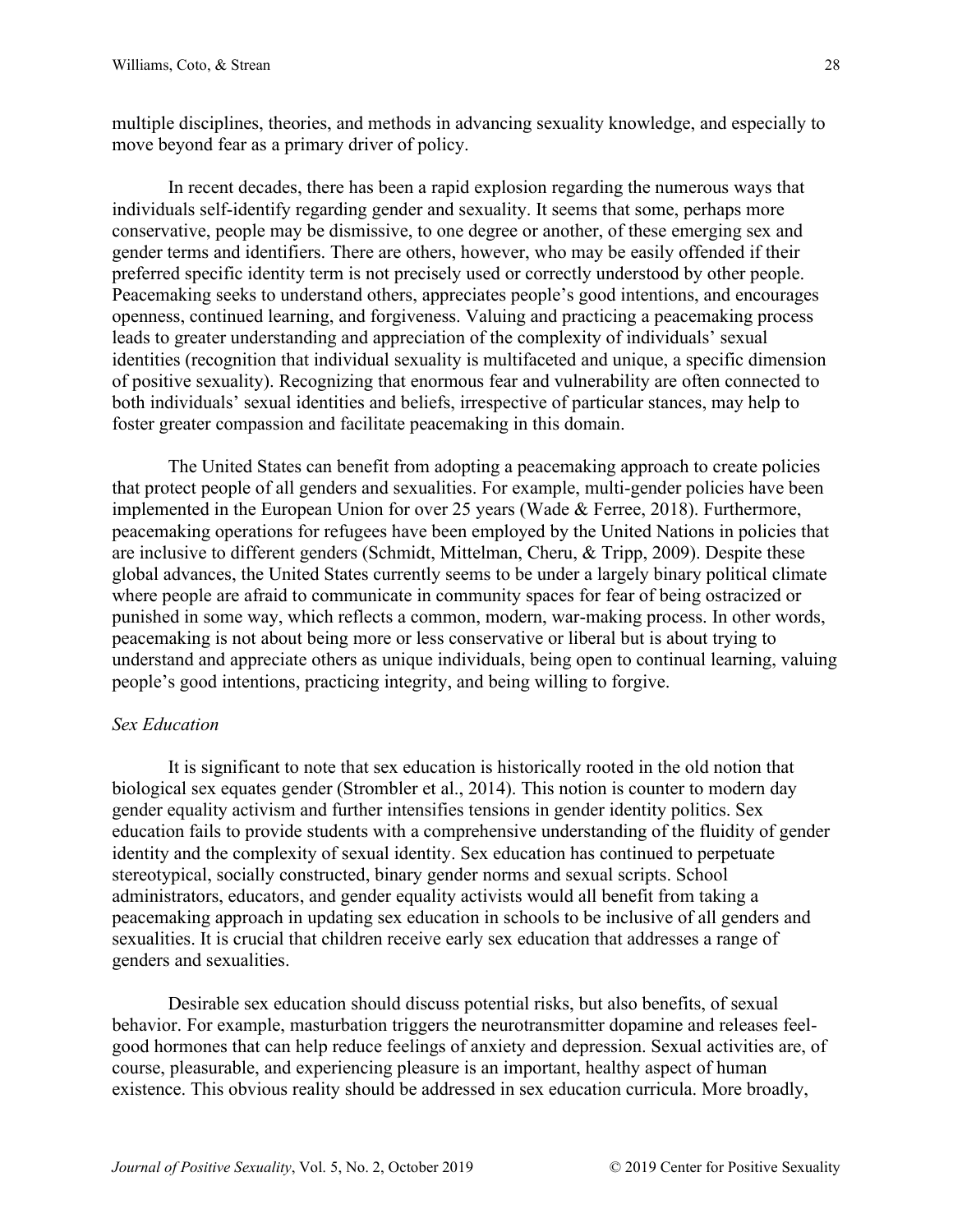multiple disciplines, theories, and methods in advancing sexuality knowledge, and especially to move beyond fear as a primary driver of policy.

In recent decades, there has been a rapid explosion regarding the numerous ways that individuals self-identify regarding gender and sexuality. It seems that some, perhaps more conservative, people may be dismissive, to one degree or another, of these emerging sex and gender terms and identifiers. There are others, however, who may be easily offended if their preferred specific identity term is not precisely used or correctly understood by other people. Peacemaking seeks to understand others, appreciates people's good intentions, and encourages openness, continued learning, and forgiveness. Valuing and practicing a peacemaking process leads to greater understanding and appreciation of the complexity of individuals' sexual identities (recognition that individual sexuality is multifaceted and unique, a specific dimension of positive sexuality). Recognizing that enormous fear and vulnerability are often connected to both individuals' sexual identities and beliefs, irrespective of particular stances, may help to foster greater compassion and facilitate peacemaking in this domain.

The United States can benefit from adopting a peacemaking approach to create policies that protect people of all genders and sexualities. For example, multi-gender policies have been implemented in the European Union for over 25 years (Wade & Ferree, 2018). Furthermore, peacemaking operations for refugees have been employed by the United Nations in policies that are inclusive to different genders (Schmidt, Mittelman, Cheru, & Tripp, 2009). Despite these global advances, the United States currently seems to be under a largely binary political climate where people are afraid to communicate in community spaces for fear of being ostracized or punished in some way, which reflects a common, modern, war-making process. In other words, peacemaking is not about being more or less conservative or liberal but is about trying to understand and appreciate others as unique individuals, being open to continual learning, valuing people's good intentions, practicing integrity, and being willing to forgive.

*Sex Education*

It is significant to note that sex education is historically rooted in the old notion that biological sex equates gender (Strombler et al., 2014). This notion is counter to modern day gender equality activism and further intensifies tensions in gender identity politics. Sex education fails to provide students with a comprehensive understanding of the fluidity of gender identity and the complexity of sexual identity. Sex education has continued to perpetuate stereotypical, socially constructed, binary gender norms and sexual scripts. School administrators, educators, and gender equality activists would all benefit from taking a peacemaking approach in updating sex education in schools to be inclusive of all genders and sexualities. It is crucial that children receive early sex education that addresses a range of genders and sexualities.

Desirable sex education should discuss potential risks, but also benefits, of sexual behavior. For example, masturbation triggers the neurotransmitter dopamine and releases feel-good hormones that can help reduce feelings of anxiety and depression. Sexual activities are, of course, pleasurable, and experiencing pleasure is an important, healthy aspect of human existence. This obvious reality should be addressed in sex education curricula. More broadly,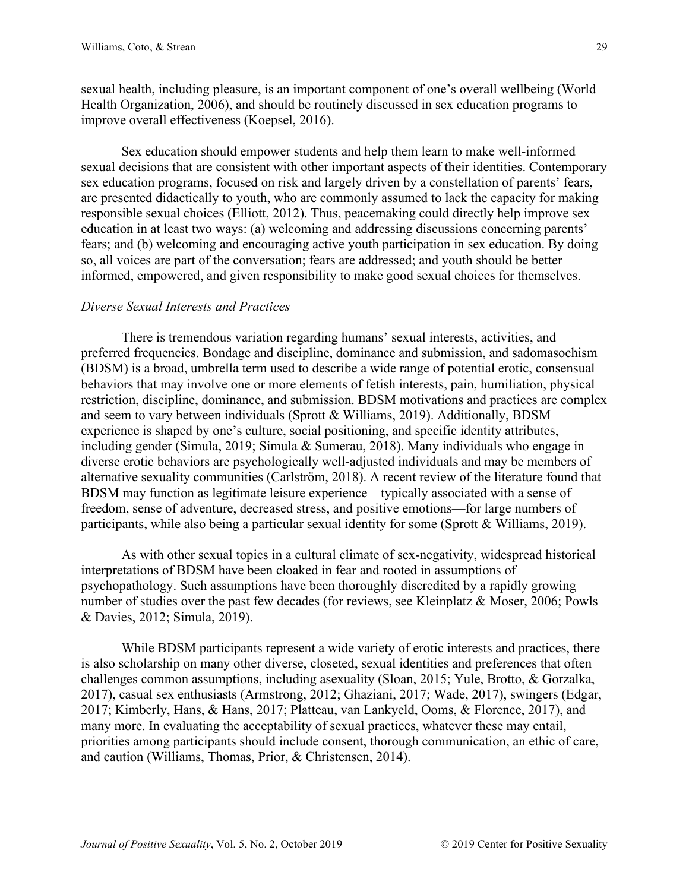sexual health, including pleasure, is an important component of one's overall wellbeing (World Health Organization, 2006), and should be routinely discussed in sex education programs to improve overall effectiveness (Koepsel, 2016).

Sex education should empower students and help them learn to make well-informed sexual decisions that are consistent with other important aspects of their identities. Contemporary sex education programs, focused on risk and largely driven by a constellation of parents' fears, are presented didactically to youth, who are commonly assumed to lack the capacity for making responsible sexual choices (Elliott, 2012). Thus, peacemaking could directly help improve sex education in at least two ways: (a) welcoming and addressing discussions concerning parents' fears; and (b) welcoming and encouraging active youth participation in sex education. By doing so, all voices are part of the conversation; fears are addressed; and youth should be better informed, empowered, and given responsibility to make good sexual choices for themselves.

*Diverse Sexual Interests and Practices*

There is tremendous variation regarding humans' sexual interests, activities, and preferred frequencies. Bondage and discipline, dominance and submission, and sadomasochism (BDSM) is a broad, umbrella term used to describe a wide range of potential erotic, consensual behaviors that may involve one or more elements of fetish interests, pain, humiliation, physical restriction, discipline, dominance, and submission. BDSM motivations and practices are complex and seem to vary between individuals (Sprott & Williams, 2019). Additionally, BDSM experience is shaped by one's culture, social positioning, and specific identity attributes, including gender (Simula, 2019; Simula & Sumerau, 2018). Many individuals who engage in diverse erotic behaviors are psychologically well-adjusted individuals and may be members of alternative sexuality communities (Carlström, 2018). A recent review of the literature found that BDSM may function as legitimate leisure experience—typically associated with a sense of freedom, sense of adventure, decreased stress, and positive emotions—for large numbers of participants, while also being a particular sexual identity for some (Sprott & Williams, 2019).

As with other sexual topics in a cultural climate of sex-negativity, widespread historical interpretations of BDSM have been cloaked in fear and rooted in assumptions of psychopathology. Such assumptions have been thoroughly discredited by a rapidly growing number of studies over the past few decades (for reviews, see Kleinplatz & Moser, 2006; Powls & Davies, 2012; Simula, 2019).

While BDSM participants represent a wide variety of erotic interests and practices, there is also scholarship on many other diverse, closeted, sexual identities and preferences that often challenges common assumptions, including asexuality (Sloan, 2015; Yule, Brotto, & Gorzalka, 2017), casual sex enthusiasts (Armstrong, 2012; Ghaziani, 2017; Wade, 2017), swingers (Edgar, 2017; Kimberly, Hans, & Hans, 2017; Platteau, van Lankyeld, Ooms, & Florence, 2017), and many more. In evaluating the acceptability of sexual practices, whatever these may entail, priorities among participants should include consent, thorough communication, an ethic of care, and caution (Williams, Thomas, Prior, & Christensen, 2014).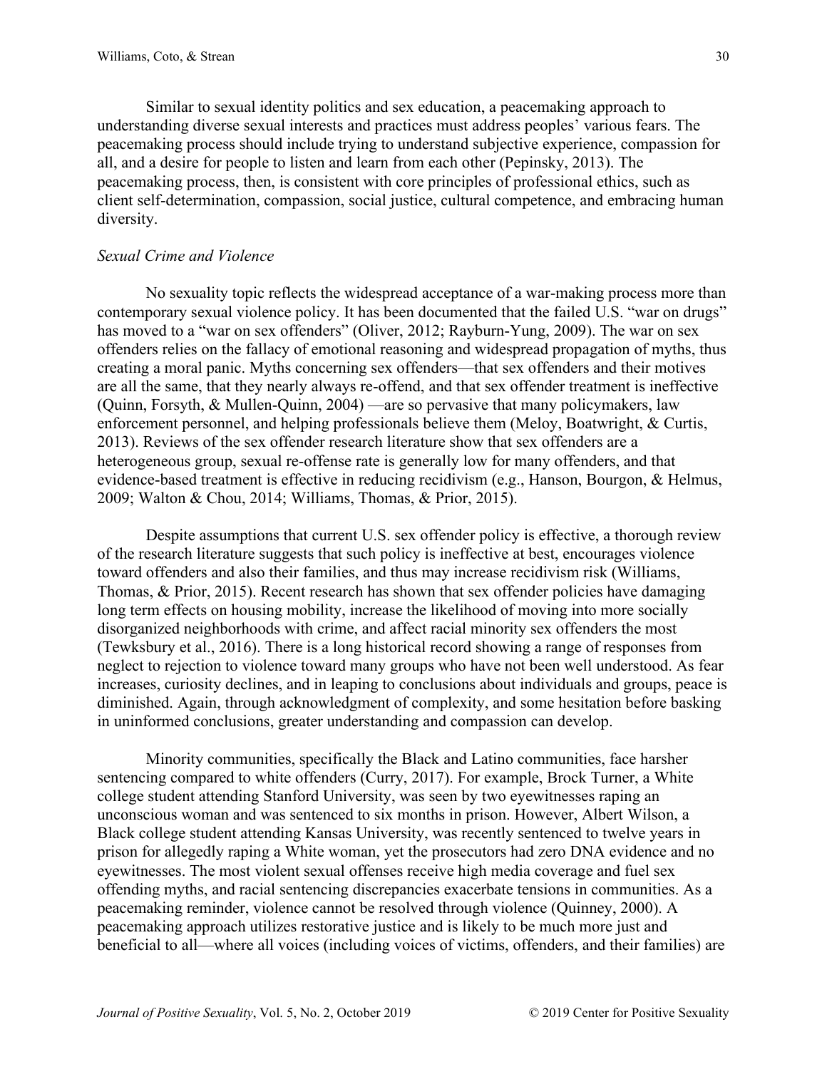Similar to sexual identity politics and sex education, a peacemaking approach to understanding diverse sexual interests and practices must address peoples' various fears. The peacemaking process should include trying to understand subjective experience, compassion for all, and a desire for people to listen and learn from each other (Pepinsky, 2013). The peacemaking process, then, is consistent with core principles of professional ethics, such as client self-determination, compassion, social justice, cultural competence, and embracing human diversity.

*Sexual Crime and Violence*

No sexuality topic reflects the widespread acceptance of a war-making process more than contemporary sexual violence policy. It has been documented that the failed U.S. "war on drugs" has moved to a "war on sex offenders" (Oliver, 2012; Rayburn-Yung, 2009). The war on sex offenders relies on the fallacy of emotional reasoning and widespread propagation of myths, thus creating a moral panic. Myths concerning sex offenders—that sex offenders and their motives are all the same, that they nearly always re-offend, and that sex offender treatment is ineffective (Quinn, Forsyth, & Mullen-Quinn, 2004) —are so pervasive that many policymakers, law enforcement personnel, and helping professionals believe them (Meloy, Boatwright, & Curtis, 2013). Reviews of the sex offender research literature show that sex offenders are a heterogeneous group, sexual re-offense rate is generally low for many offenders, and that evidence-based treatment is effective in reducing recidivism (e.g., Hanson, Bourgon, & Helmus, 2009; Walton & Chou, 2014; Williams, Thomas, & Prior, 2015).

Despite assumptions that current U.S. sex offender policy is effective, a thorough review of the research literature suggests that such policy is ineffective at best, encourages violence toward offenders and also their families, and thus may increase recidivism risk (Williams, Thomas, & Prior, 2015). Recent research has shown that sex offender policies have damaging long term effects on housing mobility, increase the likelihood of moving into more socially disorganized neighborhoods with crime, and affect racial minority sex offenders the most (Tewksbury et al., 2016). There is a long historical record showing a range of responses from neglect to rejection to violence toward many groups who have not been well understood. As fear increases, curiosity declines, and in leaping to conclusions about individuals and groups, peace is diminished. Again, through acknowledgment of complexity, and some hesitation before basking in uninformed conclusions, greater understanding and compassion can develop.

Minority communities, specifically the Black and Latino communities, face harsher sentencing compared to white offenders (Curry, 2017). For example, Brock Turner, a White college student attending Stanford University, was seen by two eyewitnesses raping an unconscious woman and was sentenced to six months in prison. However, Albert Wilson, a Black college student attending Kansas University, was recently sentenced to twelve years in prison for allegedly raping a White woman, yet the prosecutors had zero DNA evidence and no eyewitnesses. The most violent sexual offenses receive high media coverage and fuel sex offending myths, and racial sentencing discrepancies exacerbate tensions in communities. As a peacemaking reminder, violence cannot be resolved through violence (Quinney, 2000). A peacemaking approach utilizes restorative justice and is likely to be much more just and beneficial to all—where all voices (including voices of victims, offenders, and their families) are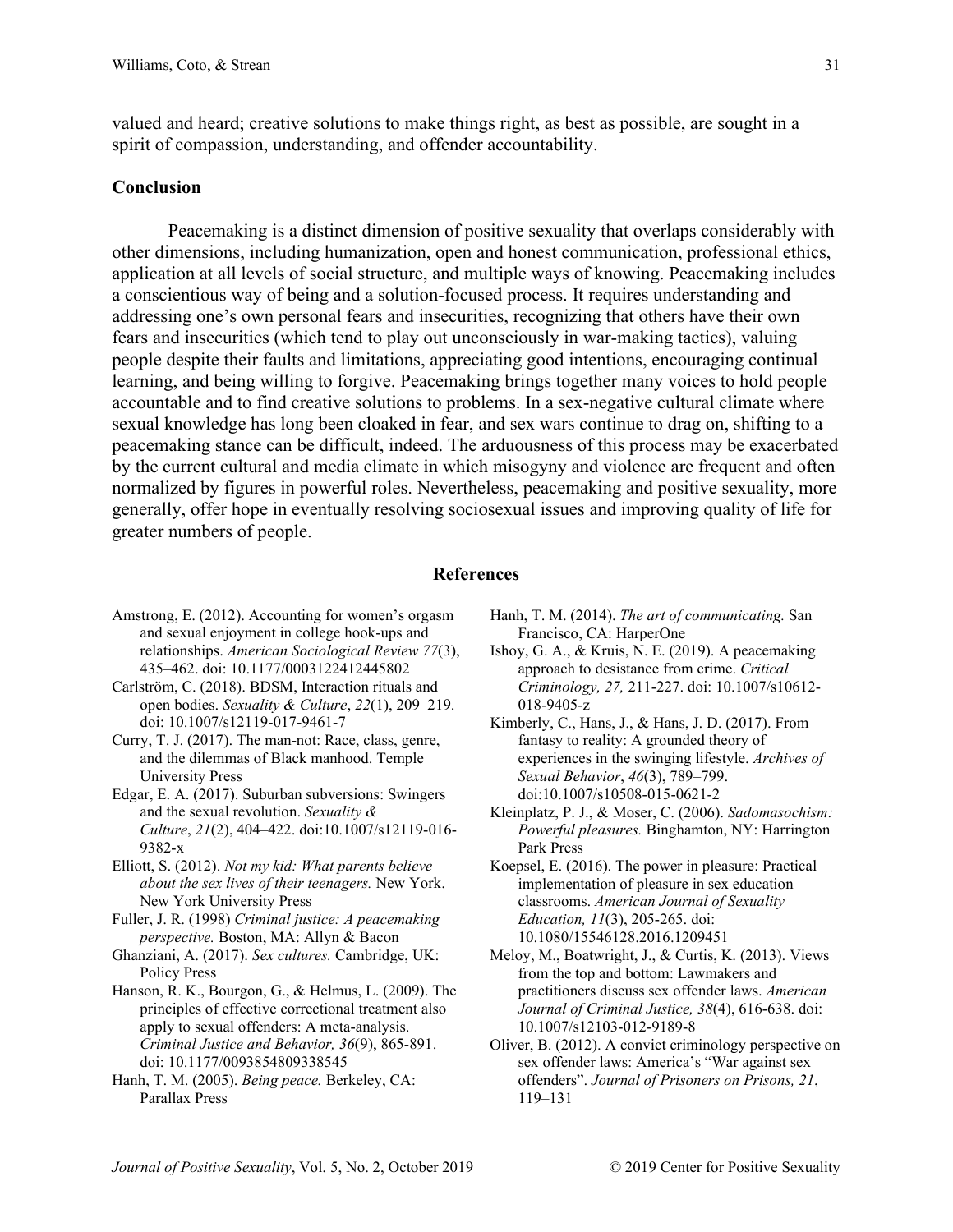valued and heard; creative solutions to make things right, as best as possible, are sought in a spirit of compassion, understanding, and offender accountability.

## Conclusion

Peacemaking is a distinct dimension of positive sexuality that overlaps considerably with other dimensions, including humanization, open and honest communication, professional ethics, application at all levels of social structure, and multiple ways of knowing. Peacemaking includes a conscientious way of being and a solution-focused process. It requires understanding and addressing one's own personal fears and insecurities, recognizing that others have their own fears and insecurities (which tend to play out unconsciously in war-making tactics), valuing people despite their faults and limitations, appreciating good intentions, encouraging continual learning, and being willing to forgive. Peacemaking brings together many voices to hold people accountable and to find creative solutions to problems. In a sex-negative cultural climate where sexual knowledge has long been cloaked in fear, and sex wars continue to drag on, shifting to a peacemaking stance can be difficult, indeed. The arduousness of this process may be exacerbated by the current cultural and media climate in which misogyny and violence are frequent and often normalized by figures in powerful roles. Nevertheless, peacemaking and positive sexuality, more generally, offer hope in eventually resolving sociosexual issues and improving quality of life for greater numbers of people.

## References

Amstrong, E. (2012). Accounting for women's orgasm and sexual enjoyment in college hook-ups and relationships. *American Sociological Review 77*(3), 435–462. doi: 10.1177/0003122412445802

Carlström, C. (2018). BDSM, Interaction rituals and open bodies. *Sexuality & Culture*, *22*(1), 209–219. doi: 10.1007/s12119-017-9461-7

Curry, T. J. (2017). The man-not: Race, class, genre, and the dilemmas of Black manhood. Temple University Press

Edgar, E. A. (2017). Suburban subversions: Swingers and the sexual revolution. *Sexuality & Culture*, *21*(2), 404–422. doi:10.1007/s12119-016-9382-x

Elliott, S. (2012). *Not my kid: What parents believe about the sex lives of their teenagers.* New York. New York University Press

Fuller, J. R. (1998) *Criminal justice: A peacemaking perspective.* Boston, MA: Allyn & Bacon

Ghanziani, A. (2017). *Sex cultures.* Cambridge, UK: Policy Press

Hanson, R. K., Bourgon, G., & Helmus, L. (2009). The principles of effective correctional treatment also apply to sexual offenders: A meta-analysis. *Criminal Justice and Behavior, 36*(9), 865-891. doi: 10.1177/0093854809338545

Hanh, T. M. (2005). *Being peace.* Berkeley, CA: Parallax Press

Hanh, T. M. (2014). *The art of communicating.* San Francisco, CA: HarperOne

Ishoy, G. A., & Kruis, N. E. (2019). A peacemaking approach to desistance from crime. *Critical Criminology, 27,* 211-227. doi: 10.1007/s10612-018-9405-z

Kimberly, C., Hans, J., & Hans, J. D. (2017). From fantasy to reality: A grounded theory of experiences in the swinging lifestyle. *Archives of Sexual Behavior*, *46*(3), 789–799. doi:10.1007/s10508-015-0621-2

Kleinplatz, P. J., & Moser, C. (2006). *Sadomasochism: Powerful pleasures.* Binghamton, NY: Harrington Park Press

Koepsel, E. (2016). The power in pleasure: Practical implementation of pleasure in sex education classrooms. *American Journal of Sexuality Education, 11*(3), 205-265. doi: 10.1080/15546128.2016.1209451

Meloy, M., Boatwright, J., & Curtis, K. (2013). Views from the top and bottom: Lawmakers and practitioners discuss sex offender laws. *American Journal of Criminal Justice, 38*(4), 616-638. doi: 10.1007/s12103-012-9189-8

Oliver, B. (2012). A convict criminology perspective on sex offender laws: America's "War against sex offenders". *Journal of Prisoners on Prisons, 21*, 119–131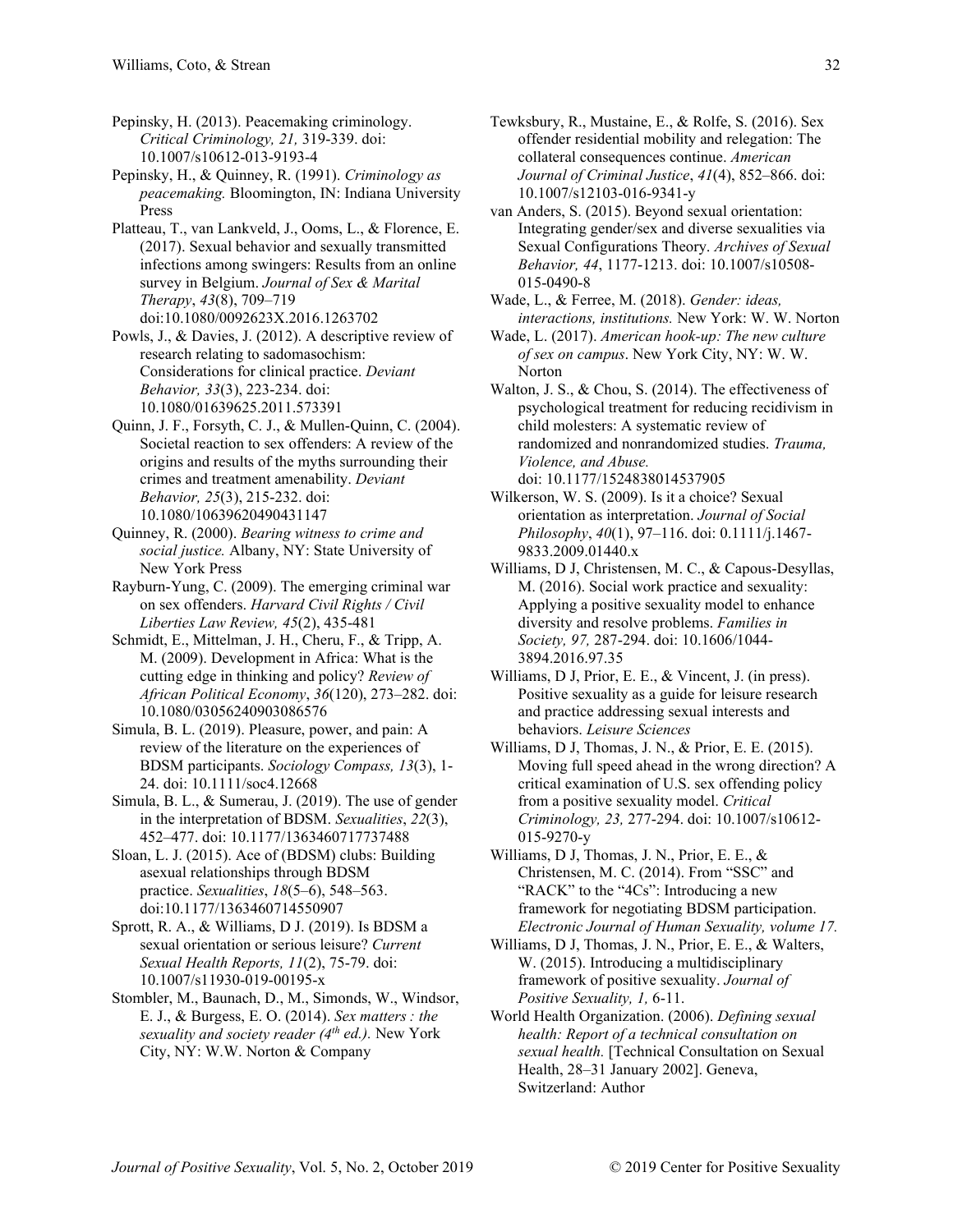Pepinsky, H. (2013). Peacemaking criminology. *Critical Criminology, 21,* 319-339. doi: 10.1007/s10612-013-9193-4

Pepinsky, H., & Quinney, R. (1991). *Criminology as peacemaking.* Bloomington, IN: Indiana University Press

Platteau, T., van Lankveld, J., Ooms, L., & Florence, E. (2017). Sexual behavior and sexually transmitted infections among swingers: Results from an online survey in Belgium. *Journal of Sex & Marital Therapy*, *43*(8), 709–719 doi:10.1080/0092623X.2016.1263702

Powls, J., & Davies, J. (2012). A descriptive review of research relating to sadomasochism: Considerations for clinical practice. *Deviant Behavior, 33*(3), 223-234. doi: 10.1080/01639625.2011.573391

Quinn, J. F., Forsyth, C. J., & Mullen-Quinn, C. (2004). Societal reaction to sex offenders: A review of the origins and results of the myths surrounding their crimes and treatment amenability. *Deviant Behavior, 25*(3), 215-232. doi: 10.1080/10639620490431147

Quinney, R. (2000). *Bearing witness to crime and social justice.* Albany, NY: State University of New York Press

Rayburn-Yung, C. (2009). The emerging criminal war on sex offenders. *Harvard Civil Rights / Civil Liberties Law Review, 45*(2), 435-481

Schmidt, E., Mittelman, J. H., Cheru, F., & Tripp, A. M. (2009). Development in Africa: What is the cutting edge in thinking and policy? *Review of African Political Economy*, *36*(120), 273–282. doi: 10.1080/03056240903086576

Simula, B. L. (2019). Pleasure, power, and pain: A review of the literature on the experiences of BDSM participants. *Sociology Compass, 13*(3), 1-24. doi: 10.1111/soc4.12668

Simula, B. L., & Sumerau, J. (2019). The use of gender in the interpretation of BDSM. *Sexualities*, *22*(3), 452–477. doi: 10.1177/1363460717737488

Sloan, L. J. (2015). Ace of (BDSM) clubs: Building asexual relationships through BDSM practice. *Sexualities*, *18*(5–6), 548–563. doi:10.1177/1363460714550907

Sprott, R. A., & Williams, D J. (2019). Is BDSM a sexual orientation or serious leisure? *Current Sexual Health Reports, 11*(2), 75-79. doi: 10.1007/s11930-019-00195-x

Stombler, M., Baunach, D., M., Simonds, W., Windsor, E. J., & Burgess, E. O. (2014). *Sex matters : the sexuality and society reader (4th ed.).* New York City, NY: W.W. Norton & Company

Tewksbury, R., Mustaine, E., & Rolfe, S. (2016). Sex offender residential mobility and relegation: The collateral consequences continue. *American Journal of Criminal Justice*, *41*(4), 852–866. doi: 10.1007/s12103-016-9341-y

van Anders, S. (2015). Beyond sexual orientation: Integrating gender/sex and diverse sexualities via Sexual Configurations Theory. *Archives of Sexual Behavior, 44*, 1177-1213. doi: 10.1007/s10508-015-0490-8

Wade, L., & Ferree, M. (2018). *Gender: ideas, interactions, institutions.* New York: W. W. Norton

Wade, L. (2017). *American hook-up: The new culture of sex on campus*. New York City, NY: W. W. Norton

Walton, J. S., & Chou, S. (2014). The effectiveness of psychological treatment for reducing recidivism in child molesters: A systematic review of randomized and nonrandomized studies. *Trauma, Violence, and Abuse.* doi: 10.1177/1524838014537905

Wilkerson, W. S. (2009). Is it a choice? Sexual orientation as interpretation. *Journal of Social Philosophy*, *40*(1), 97–116. doi: 0.1111/j.1467-9833.2009.01440.x

Williams, D J, Christensen, M. C., & Capous-Desyllas, M. (2016). Social work practice and sexuality: Applying a positive sexuality model to enhance diversity and resolve problems. *Families in Society, 97,* 287-294. doi: 10.1606/1044-3894.2016.97.35

Williams, D J, Prior, E. E., & Vincent, J. (in press). Positive sexuality as a guide for leisure research and practice addressing sexual interests and behaviors. *Leisure Sciences*

Williams, D J, Thomas, J. N., & Prior, E. E. (2015). Moving full speed ahead in the wrong direction? A critical examination of U.S. sex offending policy from a positive sexuality model. *Critical Criminology, 23,* 277-294. doi: 10.1007/s10612-015-9270-y

Williams, D J, Thomas, J. N., Prior, E. E., & Christensen, M. C. (2014). From "SSC" and "RACK" to the "4Cs": Introducing a new framework for negotiating BDSM participation. *Electronic Journal of Human Sexuality, volume 17.*

Williams, D J, Thomas, J. N., Prior, E. E., & Walters, W. (2015). Introducing a multidisciplinary framework of positive sexuality. *Journal of Positive Sexuality, 1,* 6-11.

World Health Organization. (2006). *Defining sexual health: Report of a technical consultation on sexual health.* [Technical Consultation on Sexual Health, 28–31 January 2002]. Geneva, Switzerland: Author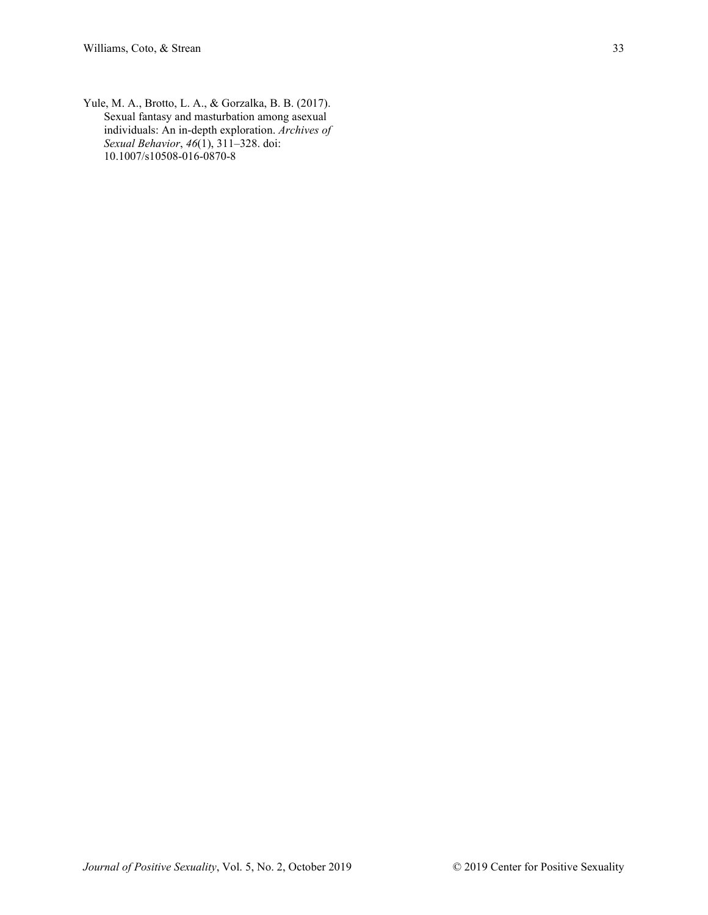Yule, M. A., Brotto, L. A., & Gorzalka, B. B. (2017). Sexual fantasy and masturbation among asexual individuals: An in-depth exploration. *Archives of Sexual Behavior*, *46*(1), 311–328. doi: 10.1007/s10508-016-0870-8